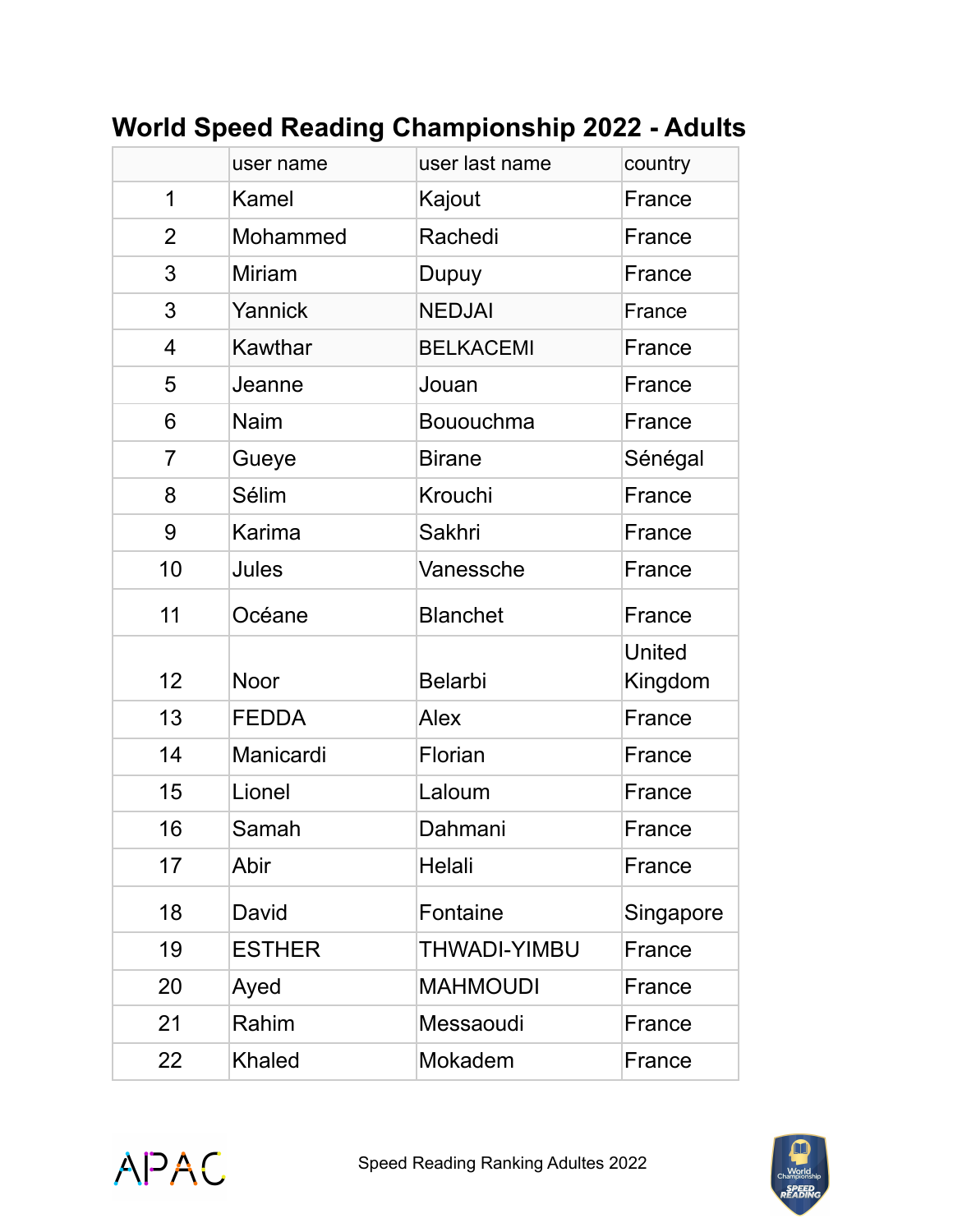# World Speed Reading Championship 2022 - Adults

| | user name | user last name | country |
|---|---|---|---|
| 1 | Kamel | Kajout | France |
| 2 | Mohammed | Rachedi | France |
| 3 | Miriam | Dupuy | France |
| 3 | Yannick | NEDJAI | France |
| 4 | Kawthar | BELKACEMI | France |
| 5 | Jeanne | Jouan | France |
| 6 | Naim | Bououchma | France |
| 7 | Gueye | Birane | Sénégal |
| 8 | Sélim | Krouchi | France |
| 9 | Karima | Sakhri | France |
| 10 | Jules | Vanessche | France |
| 11 | Océane | Blanchet | France |
| 12 | Noor | Belarbi | United Kingdom |
| 13 | FEDDA | Alex | France |
| 14 | Manicardi | Florian | France |
| 15 | Lionel | Laloum | France |
| 16 | Samah | Dahmani | France |
| 17 | Abir | Helali | France |
| 18 | David | Fontaine | Singapore |
| 19 | ESTHER | THWADI-YIMBU | France |
| 20 | Ayed | MAHMOUDI | France |
| 21 | Rahim | Messaoudi | France |
| 22 | Khaled | Mokadem | France |

APAC

Speed Reading Ranking Adultes 2022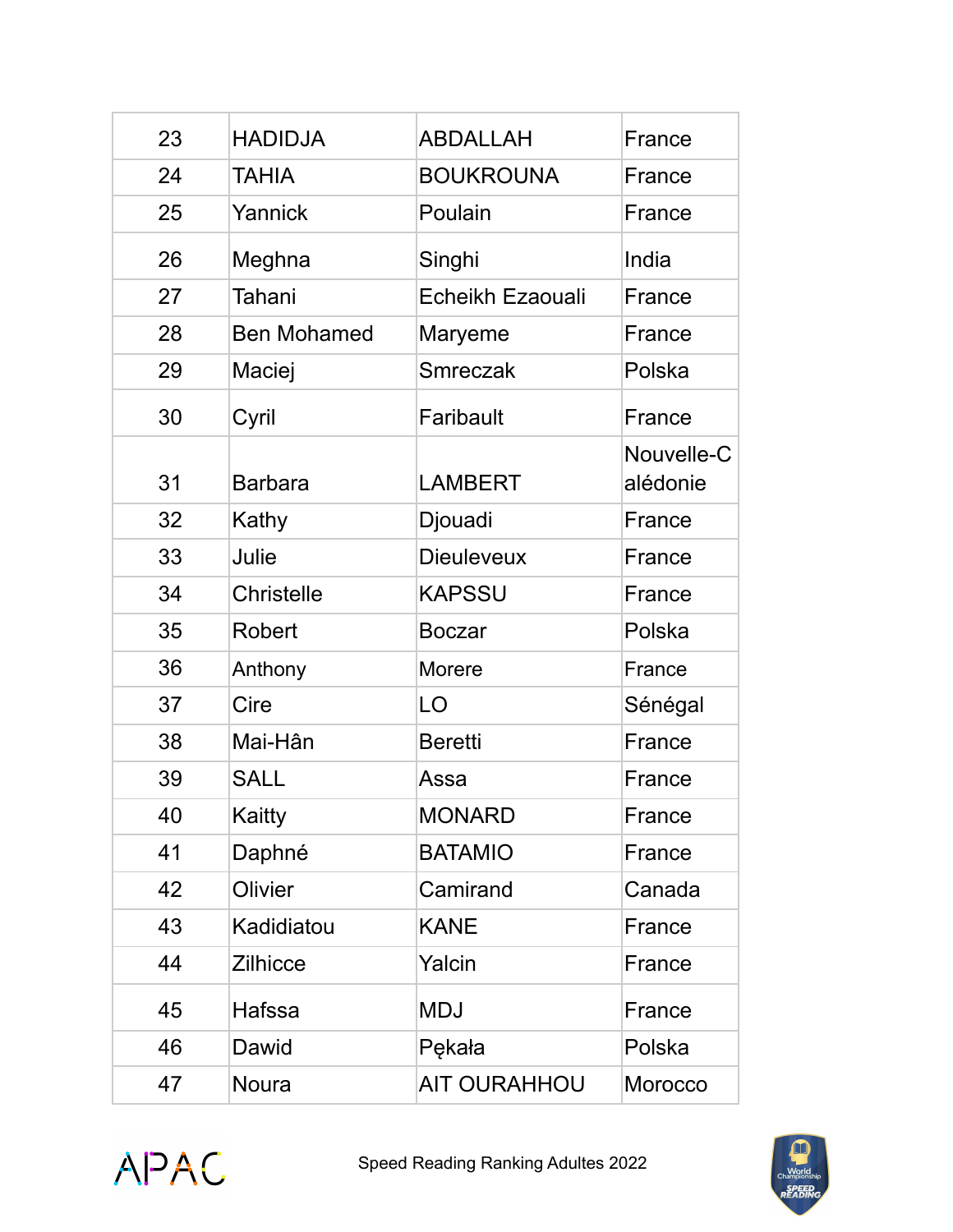| 23 | HADIDJA | ABDALLAH | France |
|---|---|---|---|
| 24 | TAHIA | BOUKROUNA | France |
| 25 | Yannick | Poulain | France |
| 26 | Meghna | Singhi | India |
| 27 | Tahani | Echeikh Ezaouali | France |
| 28 | Ben Mohamed | Maryeme | France |
| 29 | Maciej | Smreczak | Polska |
| 30 | Cyril | Faribault | France |
| 31 | Barbara | LAMBERT | Nouvelle-Calédonie |
| 32 | Kathy | Djouadi | France |
| 33 | Julie | Dieuleveux | France |
| 34 | Christelle | KAPSSU | France |
| 35 | Robert | Boczar | Polska |
| 36 | Anthony | Morere | France |
| 37 | Cire | LO | Sénégal |
| 38 | Mai-Hân | Beretti | France |
| 39 | SALL | Assa | France |
| 40 | Kaitty | MONARD | France |
| 41 | Daphné | BATAMIO | France |
| 42 | Olivier | Camirand | Canada |
| 43 | Kadidiatou | KANE | France |
| 44 | Zilhicce | Yalcin | France |
| 45 | Hafssa | MDJ | France |
| 46 | Dawid | Pękała | Polska |
| 47 | Noura | AIT OURAHHOU | Morocco |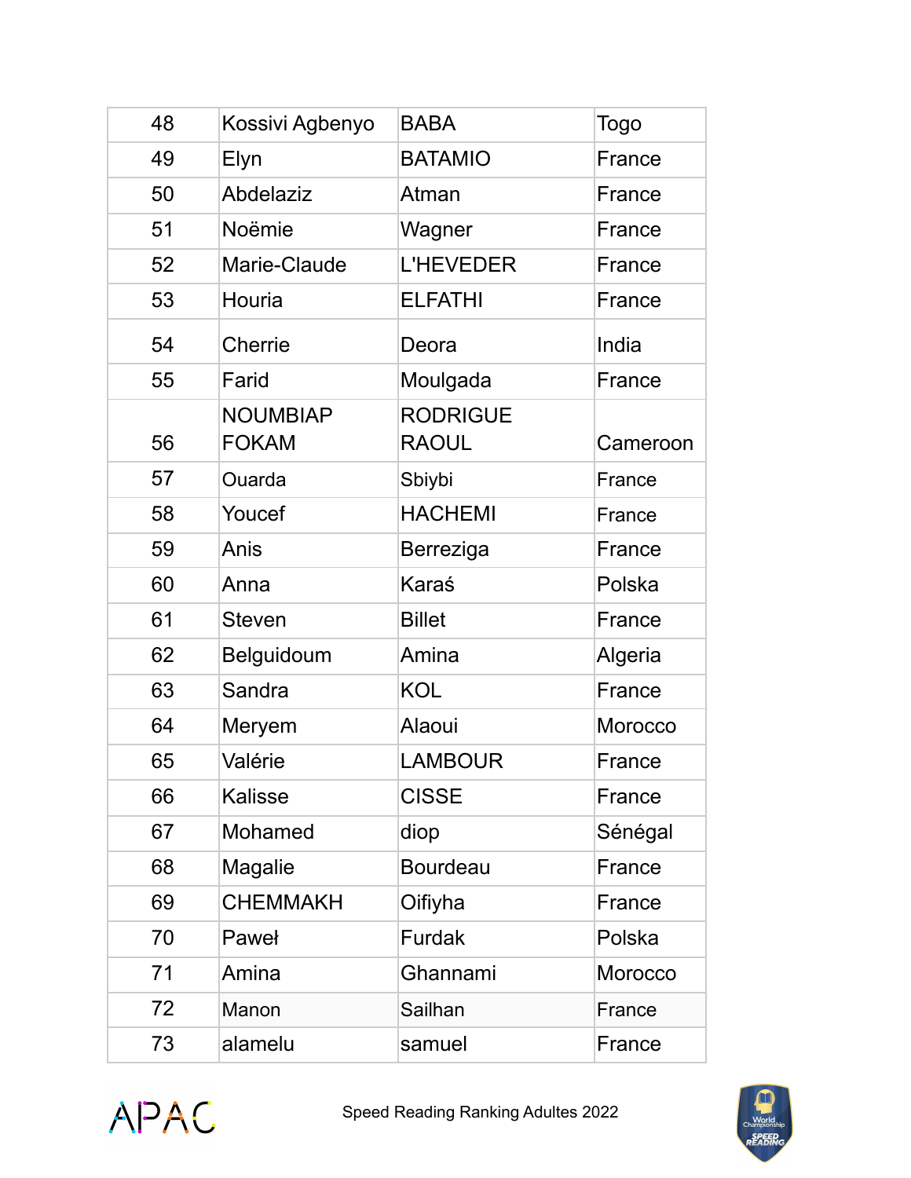| 48 | Kossivi Agbenyo | BABA | Togo |
|---|---|---|---|
| 49 | Elyn | BATAMIO | France |
| 50 | Abdelaziz | Atman | France |
| 51 | Noëmie | Wagner | France |
| 52 | Marie-Claude | L'HEVEDER | France |
| 53 | Houria | ELFATHI | France |
| 54 | Cherrie | Deora | India |
| 55 | Farid | Moulgada | France |
| 56 | NOUMBIAP FOKAM | RODRIGUE RAOUL | Cameroon |
| 57 | Ouarda | Sbiybi | France |
| 58 | Youcef | HACHEMI | France |
| 59 | Anis | Berreziga | France |
| 60 | Anna | Karaś | Polska |
| 61 | Steven | Billet | France |
| 62 | Belguidoum | Amina | Algeria |
| 63 | Sandra | KOL | France |
| 64 | Meryem | Alaoui | Morocco |
| 65 | Valérie | LAMBOUR | France |
| 66 | Kalisse | CISSE | France |
| 67 | Mohamed | diop | Sénégal |
| 68 | Magalie | Bourdeau | France |
| 69 | CHEMMAKH | Oifiyha | France |
| 70 | Paweł | Furdak | Polska |
| 71 | Amina | Ghannami | Morocco |
| 72 | Manon | Sailhan | France |
| 73 | alamelu | samuel | France |

Speed Reading Ranking Adultes 2022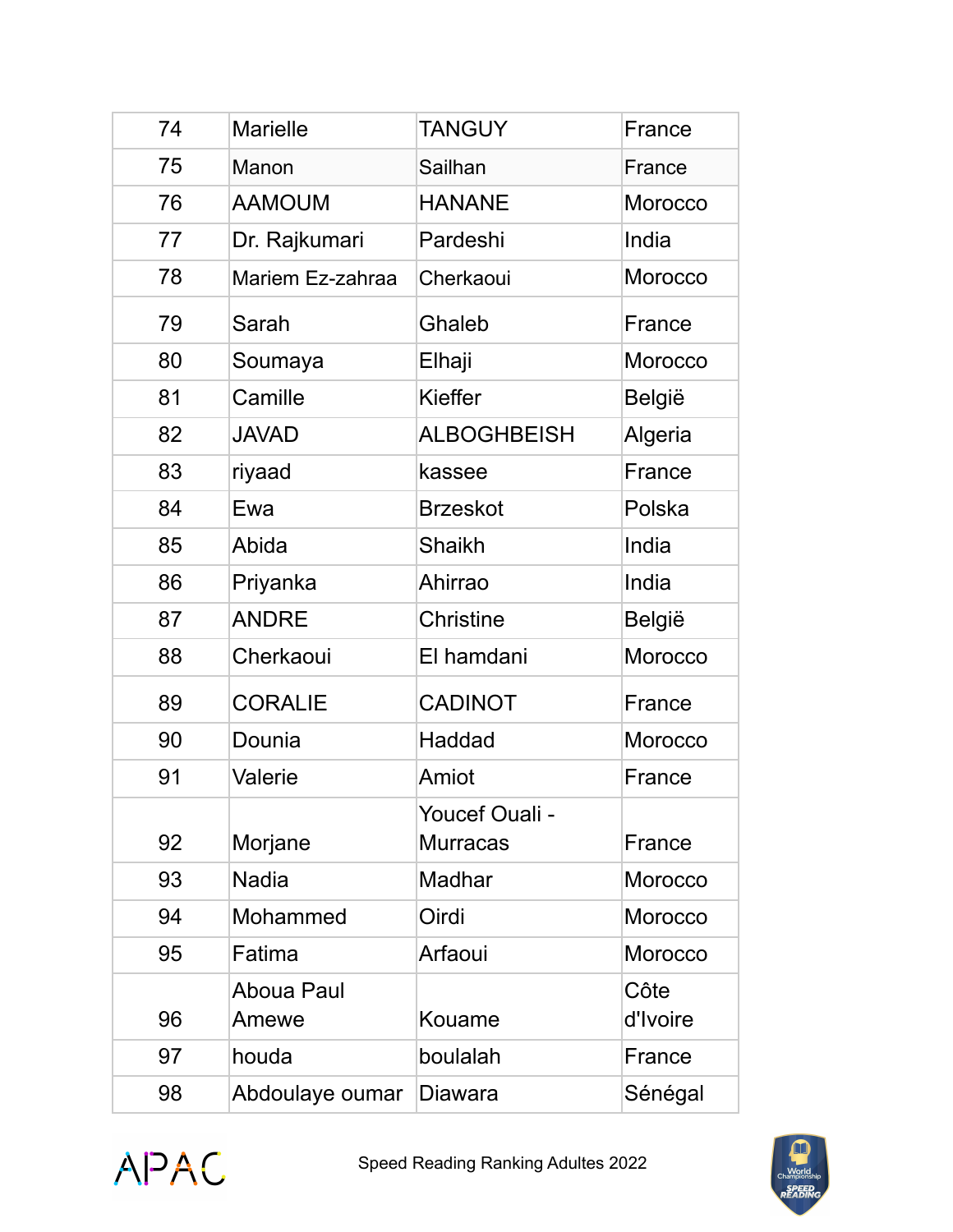| 74 | Marielle | TANGUY | France |
|---|---|---|---|
| 75 | Manon | Sailhan | France |
| 76 | AAMOUM | HANANE | Morocco |
| 77 | Dr. Rajkumari | Pardeshi | India |
| 78 | Mariem Ez-zahraa | Cherkaoui | Morocco |
| 79 | Sarah | Ghaleb | France |
| 80 | Soumaya | Elhaji | Morocco |
| 81 | Camille | Kieffer | België |
| 82 | JAVAD | ALBOGHBEISH | Algeria |
| 83 | riyaad | kassee | France |
| 84 | Ewa | Brzeskot | Polska |
| 85 | Abida | Shaikh | India |
| 86 | Priyanka | Ahirrao | India |
| 87 | ANDRE | Christine | België |
| 88 | Cherkaoui | El hamdani | Morocco |
| 89 | CORALIE | CADINOT | France |
| 90 | Dounia | Haddad | Morocco |
| 91 | Valerie | Amiot | France |
| 92 | Morjane | Youcef Ouali - Murracas | France |
| 93 | Nadia | Madhar | Morocco |
| 94 | Mohammed | Oirdi | Morocco |
| 95 | Fatima | Arfaoui | Morocco |
| 96 | Aboua Paul Amewe | Kouame | Côte d'Ivoire |
| 97 | houda | boulalah | France |
| 98 | Abdoulaye oumar | Diawara | Sénégal |

APAC

Speed Reading Ranking Adultes 2022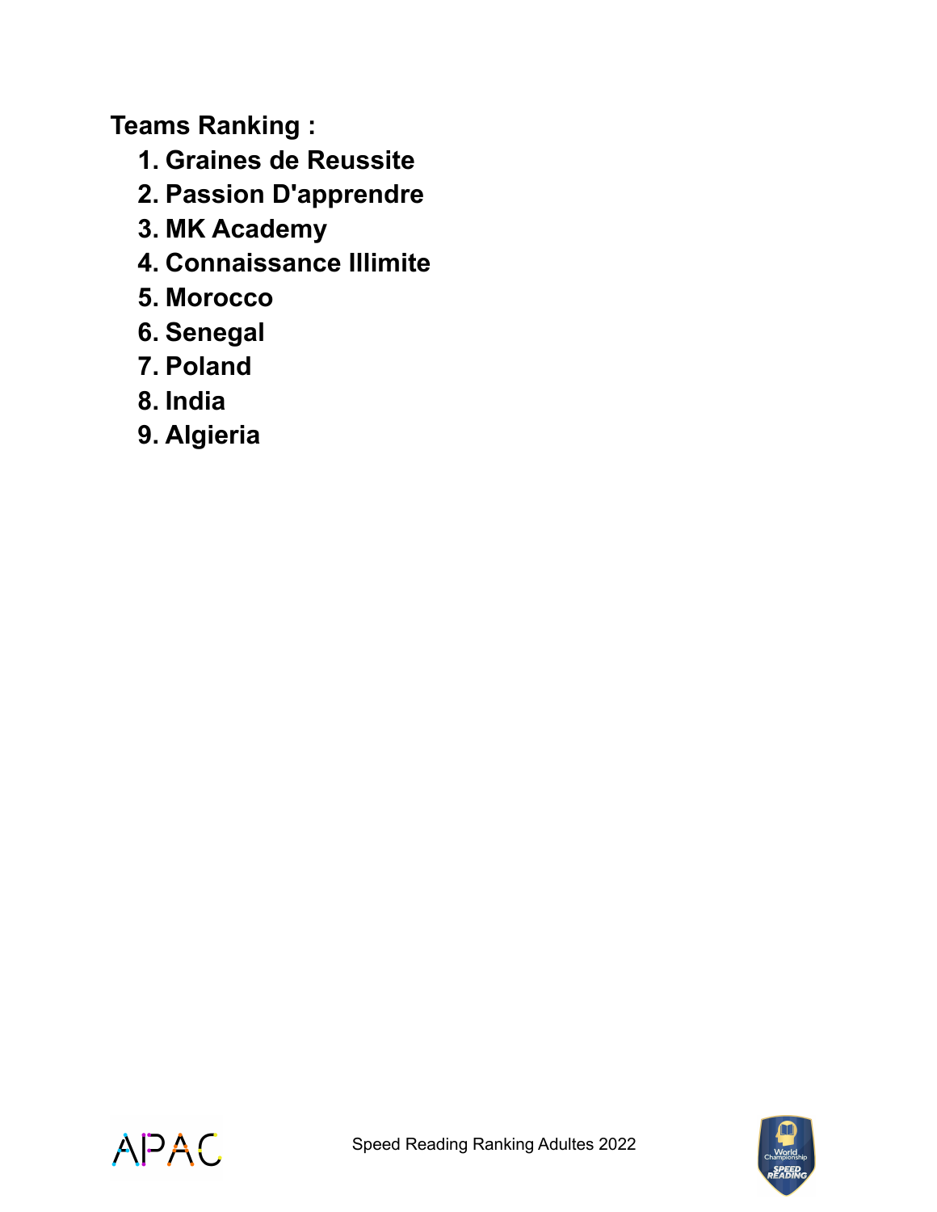**Teams Ranking :**

1. **Graines de Reussite**
2. **Passion D'apprendre**
3. **MK Academy**
4. **Connaissance Illimite**
5. **Morocco**
6. **Senegal**
7. **Poland**
8. **India**
9. **Algieria**